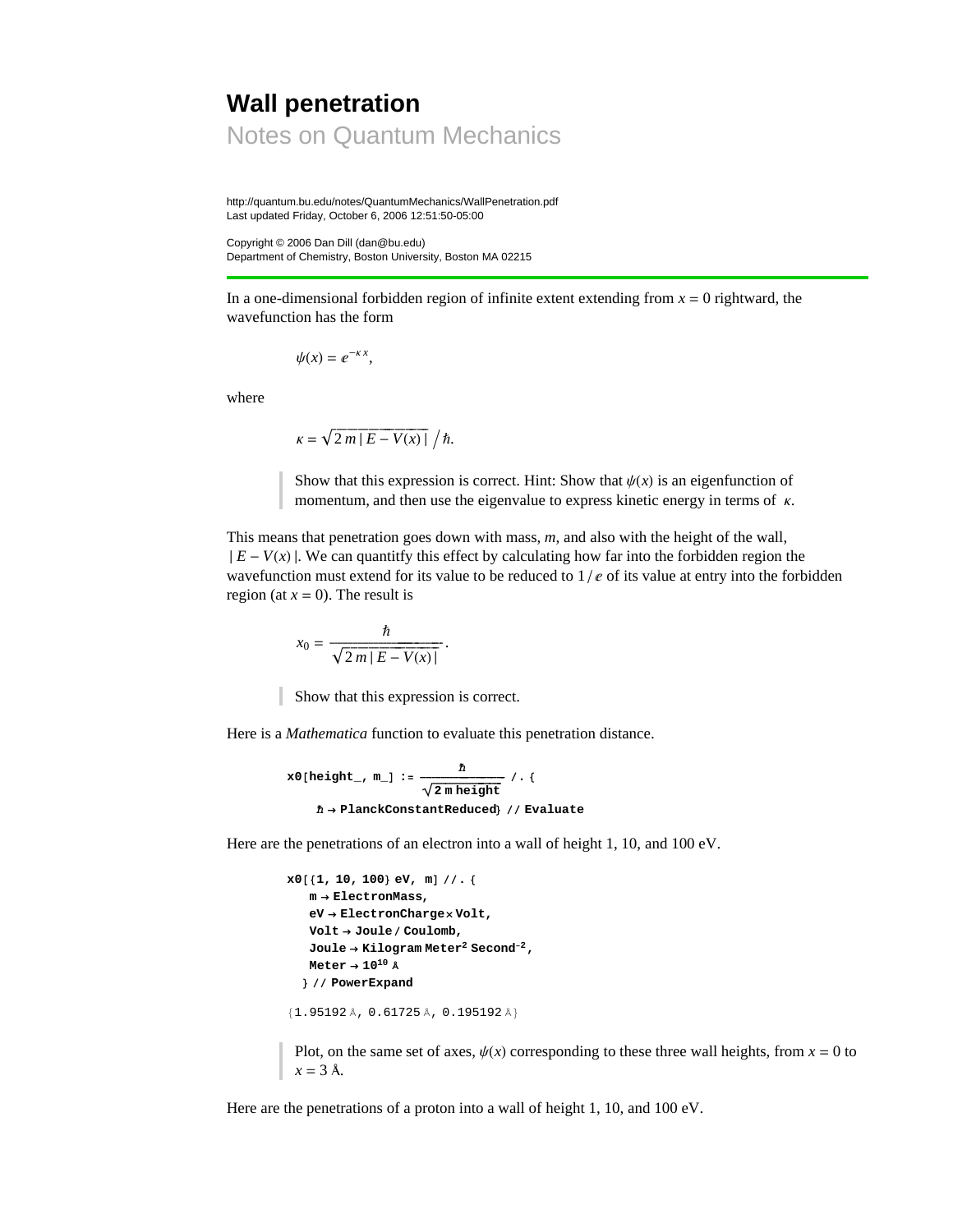# Wall penetration

## Notes on Quantum Mechanics

http://quantum.bu.edu/notes/QuantumMechanics/WallPenetration.pdf
Last updated Friday, October 6, 2006 12:51:50-05:00

Copyright © 2006 Dan Dill (dan@bu.edu)
Department of Chemistry, Boston University, Boston MA 02215

---

In a one-dimensional forbidden region of infinite extent extending from $x = 0$ rightward, the wavefunction has the form

$$\psi(x) = e^{-\kappa x},$$

where

$$\kappa = \sqrt{2\, m \,|\, E - V(x) \,|} \,\Big/ \hbar.$$

> Show that this expression is correct. Hint: Show that $\psi(x)$ is an eigenfunction of momentum, and then use the eigenvalue to express kinetic energy in terms of $\kappa$.

This means that penetration goes down with mass, $m$, and also with the height of the wall, $|\, E - V(x) \,|$. We can quantitfy this effect by calculating how far into the forbidden region the wavefunction must extend for its value to be reduced to $1/e$ of its value at entry into the forbidden region (at $x = 0$). The result is

$$x_0 = \frac{\hbar}{\sqrt{2\, m \,|\, E - V(x) \,|}}.$$

> Show that this expression is correct.

Here is a *Mathematica* function to evaluate this penetration distance.

```
x0[height_, m_] := ħ/Sqrt[2 m height] /. {
    ħ → PlanckConstantReduced} // Evaluate
```

Here are the penetrations of an electron into a wall of height 1, 10, and 100 eV.

```
x0[{1, 10, 100} eV, m] //. {
   m → ElectronMass,
   eV → ElectronCharge × Volt,
   Volt → Joule / Coulomb,
   Joule → Kilogram Meter^2 Second^-2,
   Meter → 10^10 Å
  } // PowerExpand
```

```
{1.95192 Å, 0.61725 Å, 0.195192 Å}
```

> Plot, on the same set of axes, $\psi(x)$ corresponding to these three wall heights, from $x = 0$ to $x = 3$ Å.

Here are the penetrations of a proton into a wall of height 1, 10, and 100 eV.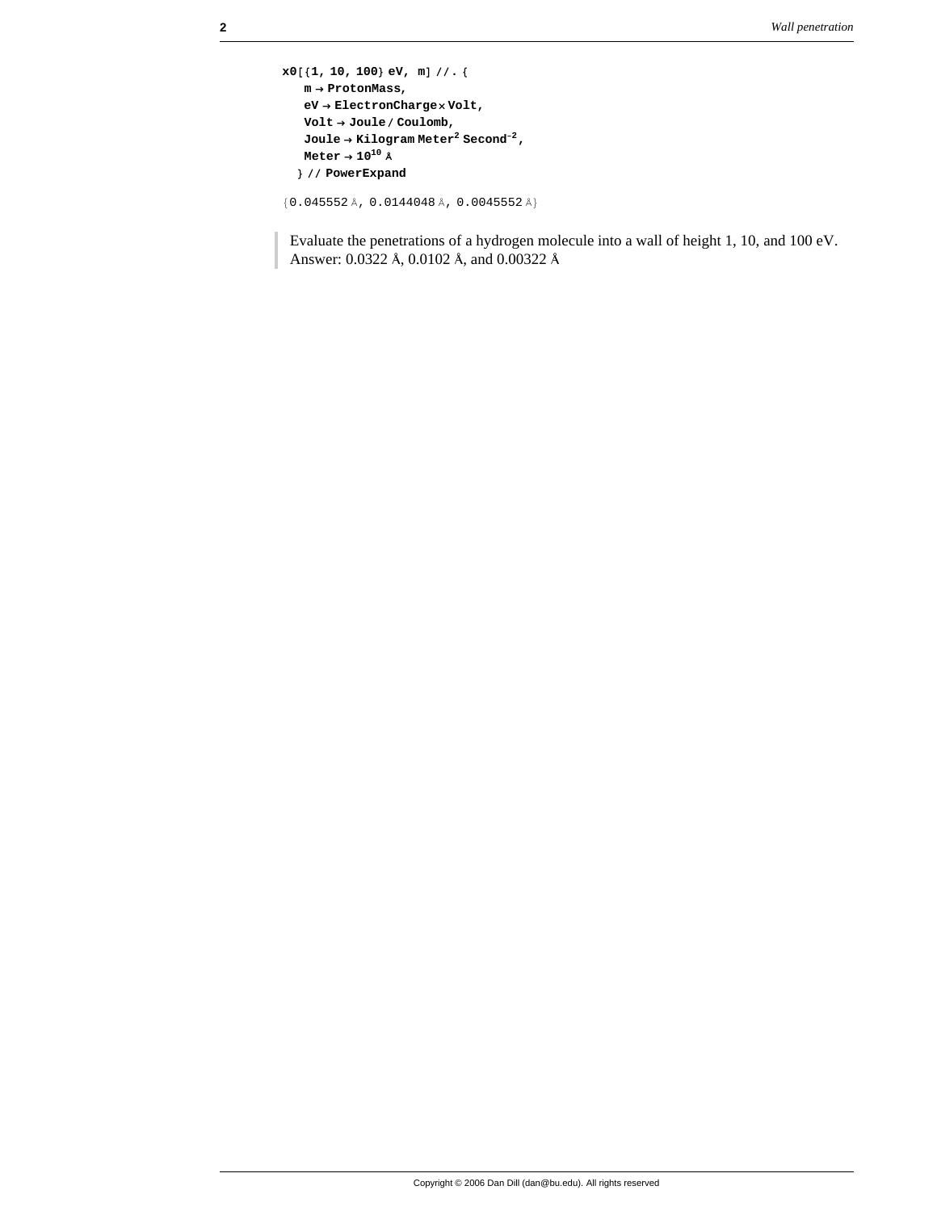```
x0[{1, 10, 100} eV, m] //. {
   m → ProtonMass,
   eV → ElectronCharge × Volt,
   Volt → Joule / Coulomb,
   Joule → Kilogram Meter^2 Second^-2,
   Meter → 10^10 Å
  } // PowerExpand
```

```
{0.045552 Å, 0.0144048 Å, 0.0045552 Å}
```

> Evaluate the penetrations of a hydrogen molecule into a wall of height 1, 10, and 100 eV. Answer: 0.0322 Å, 0.0102 Å, and 0.00322 Å